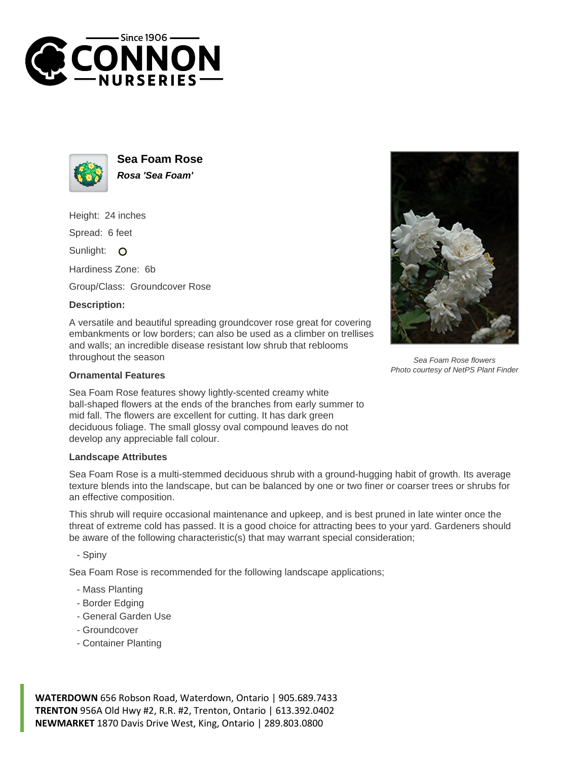# Sea Foam Rose

***Rosa 'Sea Foam'***

Height: 24 inches

Spread: 6 feet

Sunlight: O

Hardiness Zone: 6b

Group/Class: Groundcover Rose

### Description:

A versatile and beautiful spreading groundcover rose great for covering embankments or low borders; can also be used as a climber on trellises and walls; an incredible disease resistant low shrub that reblooms throughout the season

*Sea Foam Rose flowers*
*Photo courtesy of NetPS Plant Finder*

### Ornamental Features

Sea Foam Rose features showy lightly-scented creamy white ball-shaped flowers at the ends of the branches from early summer to mid fall. The flowers are excellent for cutting. It has dark green deciduous foliage. The small glossy oval compound leaves do not develop any appreciable fall colour.

### Landscape Attributes

Sea Foam Rose is a multi-stemmed deciduous shrub with a ground-hugging habit of growth. Its average texture blends into the landscape, but can be balanced by one or two finer or coarser trees or shrubs for an effective composition.

This shrub will require occasional maintenance and upkeep, and is best pruned in late winter once the threat of extreme cold has passed. It is a good choice for attracting bees to your yard. Gardeners should be aware of the following characteristic(s) that may warrant special consideration;

- Spiny

Sea Foam Rose is recommended for the following landscape applications;

- Mass Planting
- Border Edging
- General Garden Use
- Groundcover
- Container Planting

**WATERDOWN** 656 Robson Road, Waterdown, Ontario | 905.689.7433
**TRENTON** 956A Old Hwy #2, R.R. #2, Trenton, Ontario | 613.392.0402
**NEWMARKET** 1870 Davis Drive West, King, Ontario | 289.803.0800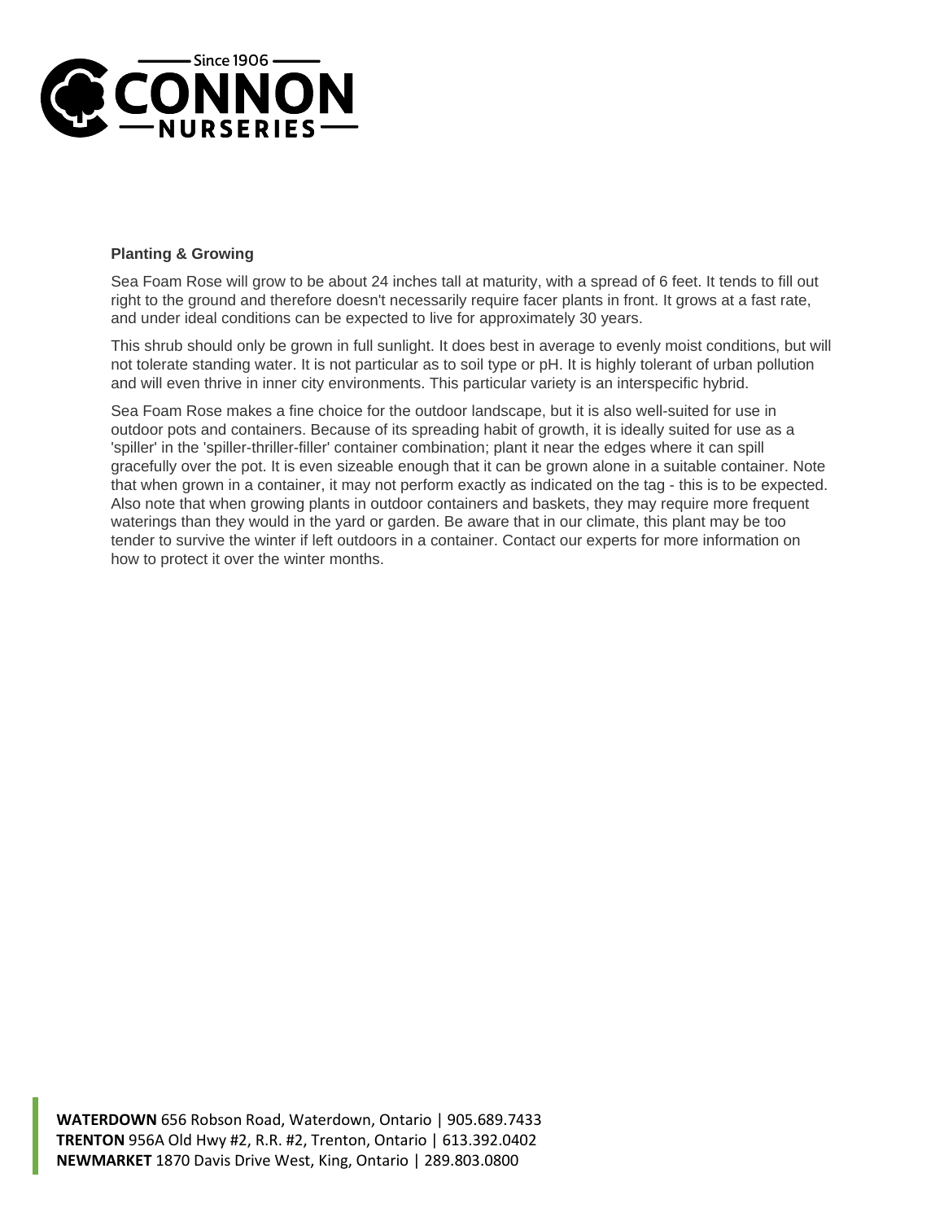**Planting & Growing**

Sea Foam Rose will grow to be about 24 inches tall at maturity, with a spread of 6 feet. It tends to fill out right to the ground and therefore doesn't necessarily require facer plants in front. It grows at a fast rate, and under ideal conditions can be expected to live for approximately 30 years.

This shrub should only be grown in full sunlight. It does best in average to evenly moist conditions, but will not tolerate standing water. It is not particular as to soil type or pH. It is highly tolerant of urban pollution and will even thrive in inner city environments. This particular variety is an interspecific hybrid.

Sea Foam Rose makes a fine choice for the outdoor landscape, but it is also well-suited for use in outdoor pots and containers. Because of its spreading habit of growth, it is ideally suited for use as a 'spiller' in the 'spiller-thriller-filler' container combination; plant it near the edges where it can spill gracefully over the pot. It is even sizeable enough that it can be grown alone in a suitable container. Note that when grown in a container, it may not perform exactly as indicated on the tag - this is to be expected. Also note that when growing plants in outdoor containers and baskets, they may require more frequent waterings than they would in the yard or garden. Be aware that in our climate, this plant may be too tender to survive the winter if left outdoors in a container. Contact our experts for more information on how to protect it over the winter months.